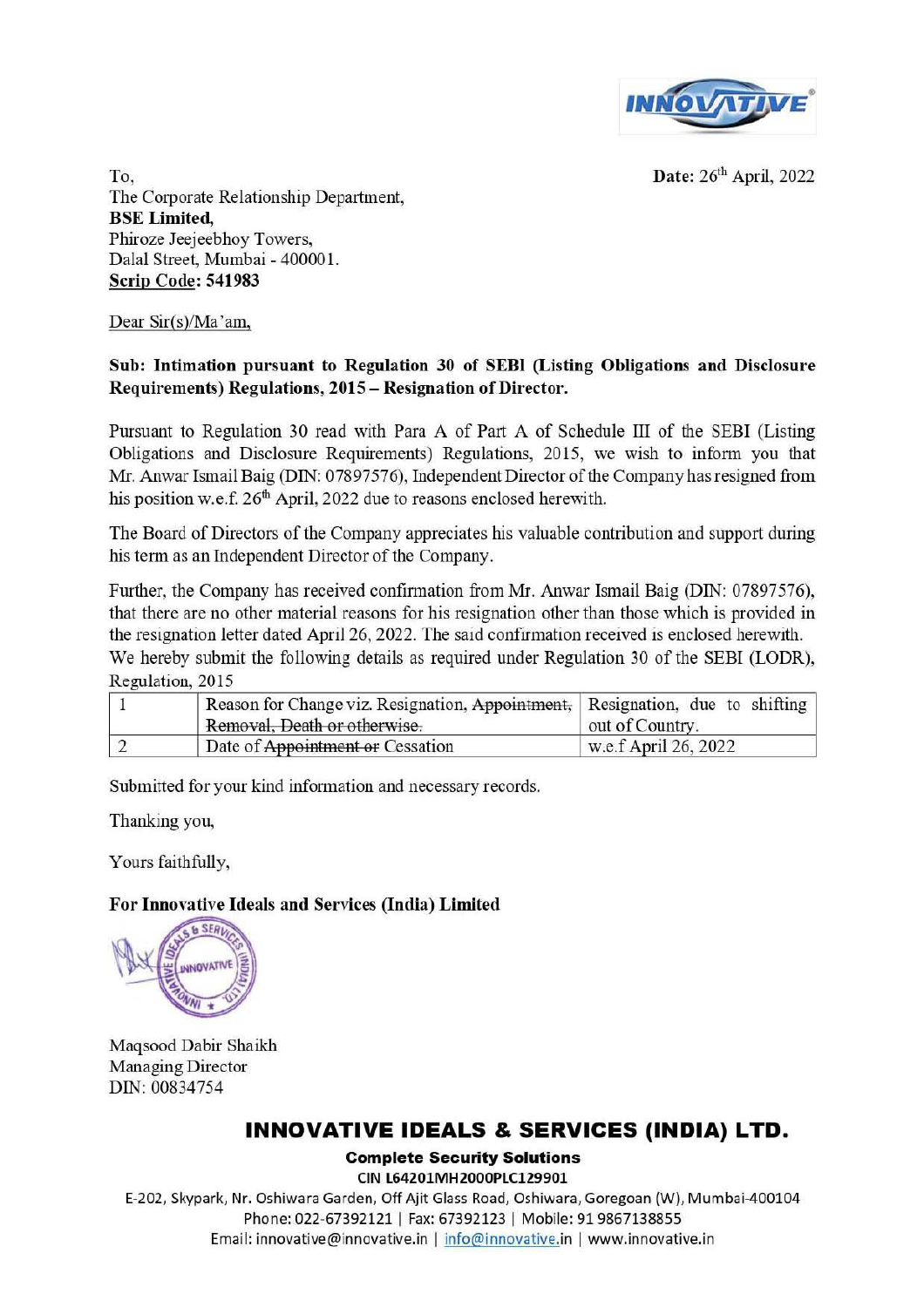**Date:** 26th April, 2022

To,
The Corporate Relationship Department,
**BSE Limited,**
Phiroze Jeejeebhoy Towers,
Dalal Street, Mumbai - 400001.
**Scrip Code: 541983**

Dear Sir(s)/Ma'am,

**Sub: Intimation pursuant to Regulation 30 of SEBI (Listing Obligations and Disclosure Requirements) Regulations, 2015 – Resignation of Director.**

Pursuant to Regulation 30 read with Para A of Part A of Schedule III of the SEBI (Listing Obligations and Disclosure Requirements) Regulations, 2015, we wish to inform you that Mr. Anwar Ismail Baig (DIN: 07897576), Independent Director of the Company has resigned from his position w.e.f. 26th April, 2022 due to reasons enclosed herewith.

The Board of Directors of the Company appreciates his valuable contribution and support during his term as an Independent Director of the Company.

Further, the Company has received confirmation from Mr. Anwar Ismail Baig (DIN: 07897576), that there are no other material reasons for his resignation other than those which is provided in the resignation letter dated April 26, 2022. The said confirmation received is enclosed herewith.
We hereby submit the following details as required under Regulation 30 of the SEBI (LODR), Regulation, 2015

| | | |
|---|---|---|
| 1 | Reason for Change viz. Resignation, ~~Appointment, Removal, Death or otherwise.~~ | Resignation, due to shifting out of Country. |
| 2 | Date of ~~Appointment or~~ Cessation | w.e.f April 26, 2022 |

Submitted for your kind information and necessary records.

Thanking you,

Yours faithfully,

**For Innovative Ideals and Services (India) Limited**

Maqsood Dabir Shaikh
Managing Director
DIN: 00834754

**INNOVATIVE IDEALS & SERVICES (INDIA) LTD.**
**Complete Security Solutions**
CIN L64201MH2000PLC129901
E-202, Skypark, Nr. Oshiwara Garden, Off Ajit Glass Road, Oshiwara, Goregoan (W), Mumbai-400104
Phone: 022-67392121 | Fax: 67392123 | Mobile: 91 9867138855
Email: innovative@innovative.in | info@innovative.in | www.innovative.in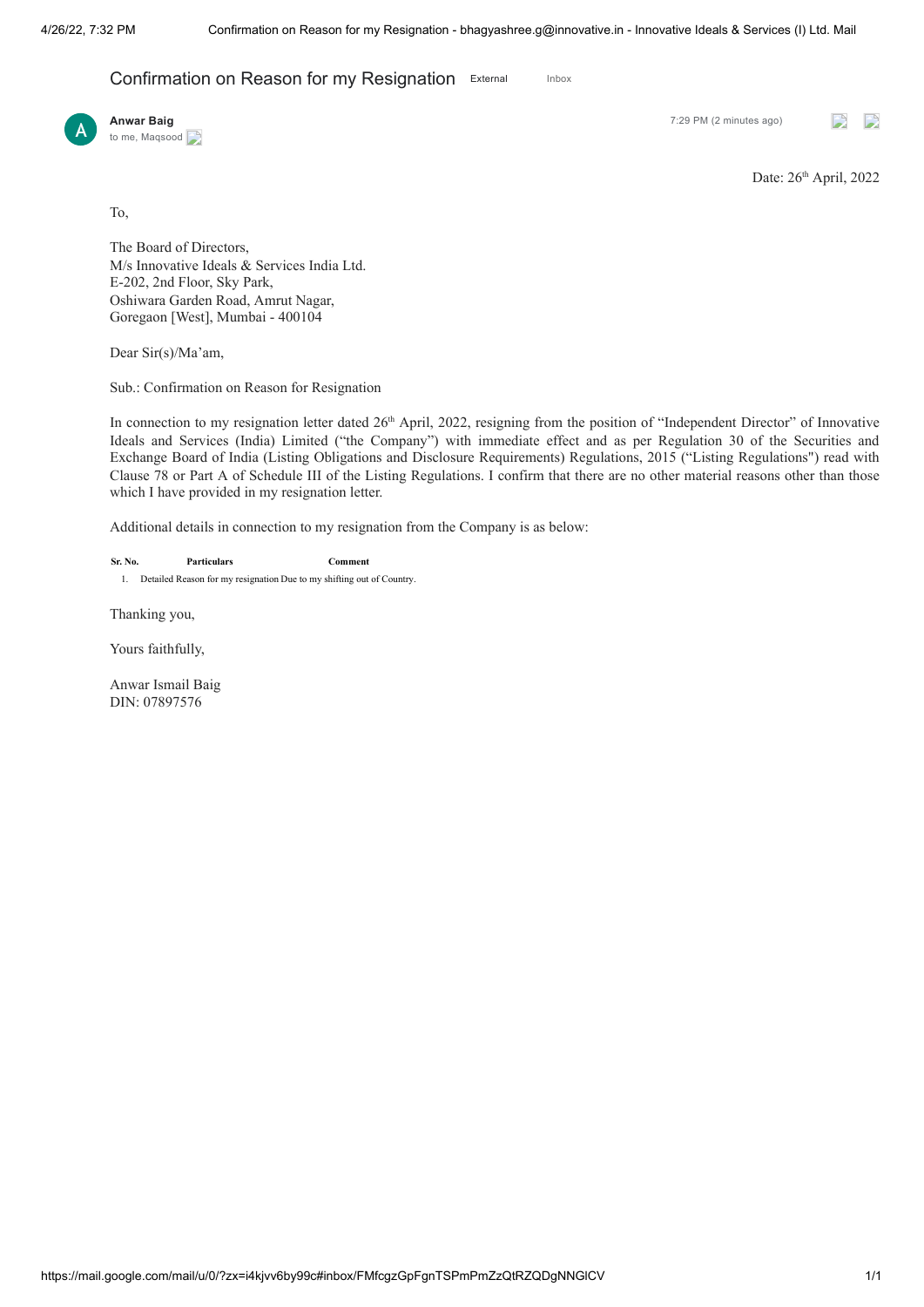# Confirmation on Reason for my Resignation

External | Inbox

**Anwar Baig**
to me, Maqsood

7:29 PM (2 minutes ago)

Date: 26th April, 2022

To,

The Board of Directors,
M/s Innovative Ideals & Services India Ltd.
E-202, 2nd Floor, Sky Park,
Oshiwara Garden Road, Amrut Nagar,
Goregaon [West], Mumbai - 400104

Dear Sir(s)/Ma'am,

Sub.: Confirmation on Reason for Resignation

In connection to my resignation letter dated 26th April, 2022, resigning from the position of "Independent Director" of Innovative Ideals and Services (India) Limited ("the Company") with immediate effect and as per Regulation 30 of the Securities and Exchange Board of India (Listing Obligations and Disclosure Requirements) Regulations, 2015 ("Listing Regulations") read with Clause 78 or Part A of Schedule III of the Listing Regulations. I confirm that there are no other material reasons other than those which I have provided in my resignation letter.

Additional details in connection to my resignation from the Company is as below:

| Sr. No. | Particulars | Comment |
|---|---|---|
| 1. | Detailed Reason for my resignation | Due to my shifting out of Country. |

Thanking you,

Yours faithfully,

Anwar Ismail Baig
DIN: 07897576